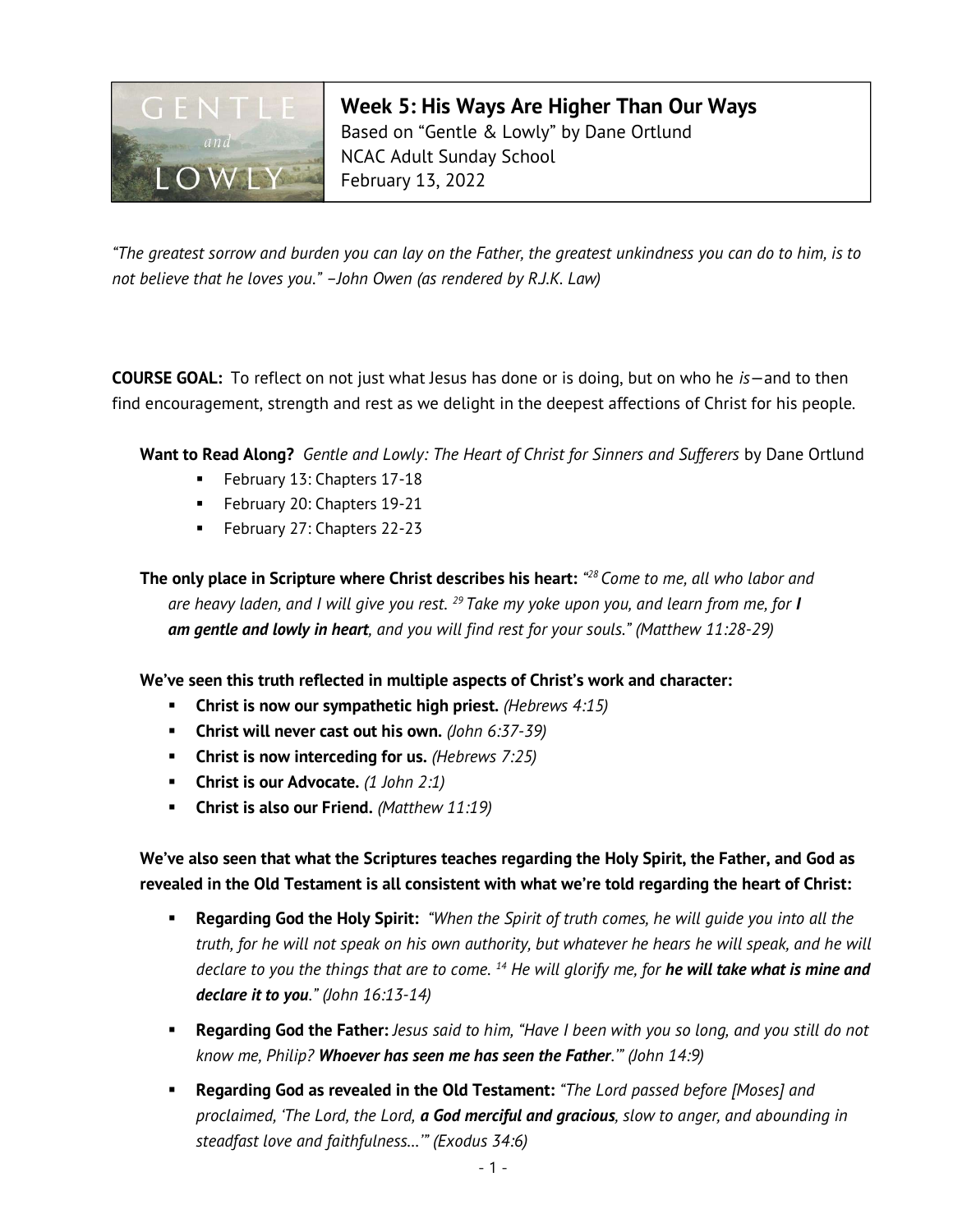# Week 5: His Ways Are Higher Than Our Ways

Based on "Gentle & Lowly" by Dane Ortlund
NCAC Adult Sunday School
February 13, 2022

*"The greatest sorrow and burden you can lay on the Father, the greatest unkindness you can do to him, is to not believe that he loves you." –John Owen (as rendered by R.J.K. Law)*

**COURSE GOAL:** To reflect on not just what Jesus has done or is doing, but on who he *is*—and to then find encouragement, strength and rest as we delight in the deepest affections of Christ for his people.

**Want to Read Along?** *Gentle and Lowly: The Heart of Christ for Sinners and Sufferers* by Dane Ortlund

- February 13: Chapters 17-18
- February 20: Chapters 19-21
- February 27: Chapters 22-23

**The only place in Scripture where Christ describes his heart:** *"[28] Come to me, all who labor and are heavy laden, and I will give you rest. [29] Take my yoke upon you, and learn from me, for* ***I am gentle and lowly in heart****, and you will find rest for your souls." (Matthew 11:28-29)*

**We've seen this truth reflected in multiple aspects of Christ's work and character:**

- **Christ is now our sympathetic high priest.** *(Hebrews 4:15)*
- **Christ will never cast out his own.** *(John 6:37-39)*
- **Christ is now interceding for us.** *(Hebrews 7:25)*
- **Christ is our Advocate.** *(1 John 2:1)*
- **Christ is also our Friend.** *(Matthew 11:19)*

**We've also seen that what the Scriptures teaches regarding the Holy Spirit, the Father, and God as revealed in the Old Testament is all consistent with what we're told regarding the heart of Christ:**

- **Regarding God the Holy Spirit:** *"When the Spirit of truth comes, he will guide you into all the truth, for he will not speak on his own authority, but whatever he hears he will speak, and he will declare to you the things that are to come. [14] He will glorify me, for* ***he will take what is mine and declare it to you****." (John 16:13-14)*
- **Regarding God the Father:** *Jesus said to him, "Have I been with you so long, and you still do not know me, Philip?* ***Whoever has seen me has seen the Father****.'" (John 14:9)*
- **Regarding God as revealed in the Old Testament:** *"The Lord passed before [Moses] and proclaimed, 'The Lord, the Lord,* ***a God merciful and gracious****, slow to anger, and abounding in steadfast love and faithfulness…'" (Exodus 34:6)*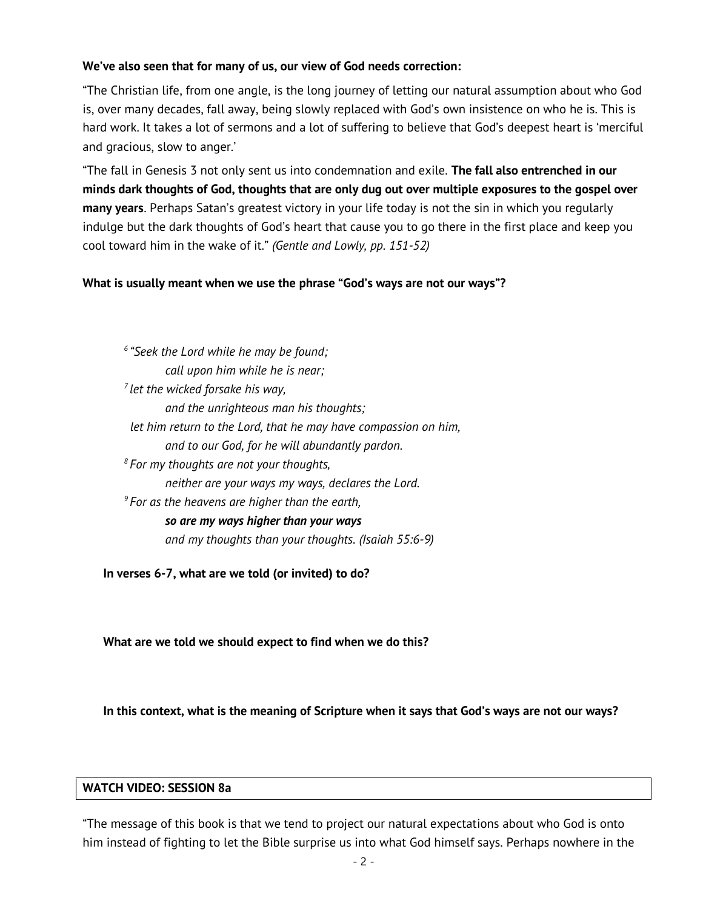**We've also seen that for many of us, our view of God needs correction:**

"The Christian life, from one angle, is the long journey of letting our natural assumption about who God is, over many decades, fall away, being slowly replaced with God's own insistence on who he is. This is hard work. It takes a lot of sermons and a lot of suffering to believe that God's deepest heart is 'merciful and gracious, slow to anger.'

"The fall in Genesis 3 not only sent us into condemnation and exile. **The fall also entrenched in our minds dark thoughts of God, thoughts that are only dug out over multiple exposures to the gospel over many years**. Perhaps Satan's greatest victory in your life today is not the sin in which you regularly indulge but the dark thoughts of God's heart that cause you to go there in the first place and keep you cool toward him in the wake of it." *(Gentle and Lowly, pp. 151-52)*

**What is usually meant when we use the phrase "God's ways are not our ways"?**

> [6] *"Seek the Lord while he may be found;*
> *call upon him while he is near;*
> [7] *let the wicked forsake his way,*
> *and the unrighteous man his thoughts;*
> *let him return to the Lord, that he may have compassion on him,*
> *and to our God, for he will abundantly pardon.*
> [8] *For my thoughts are not your thoughts,*
> *neither are your ways my ways, declares the Lord.*
> [9] *For as the heavens are higher than the earth,*
> ***so are my ways higher than your ways***
> *and my thoughts than your thoughts. (Isaiah 55:6-9)*

**In verses 6-7, what are we told (or invited) to do?**

**What are we told we should expect to find when we do this?**

**In this context, what is the meaning of Scripture when it says that God's ways are not our ways?**

**WATCH VIDEO: SESSION 8a**

"The message of this book is that we tend to project our natural expectations about who God is onto him instead of fighting to let the Bible surprise us into what God himself says. Perhaps nowhere in the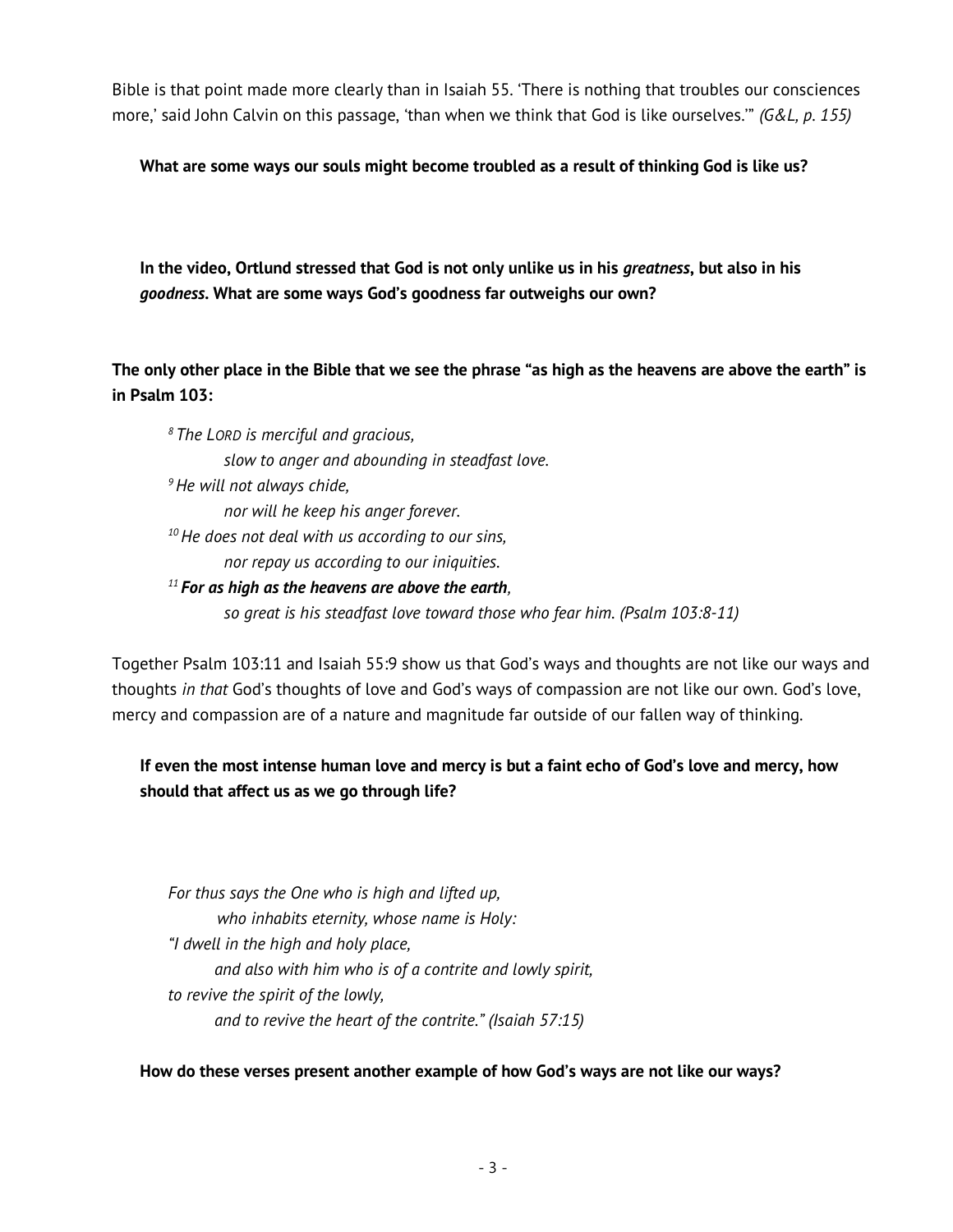Bible is that point made more clearly than in Isaiah 55. 'There is nothing that troubles our consciences more,' said John Calvin on this passage, 'than when we think that God is like ourselves.'" *(G&L, p. 155)*

**What are some ways our souls might become troubled as a result of thinking God is like us?**

**In the video, Ortlund stressed that God is not only unlike us in his *greatness*, but also in his *goodness*. What are some ways God's goodness far outweighs our own?**

**The only other place in the Bible that we see the phrase "as high as the heavens are above the earth" is in Psalm 103:**

> [8] *The LORD is merciful and gracious,*
> *slow to anger and abounding in steadfast love.*
> [9] *He will not always chide,*
> *nor will he keep his anger forever.*
> [10] *He does not deal with us according to our sins,*
> *nor repay us according to our iniquities.*
> [11] ***For as high as the heavens are above the earth**,*
> *so great is his steadfast love toward those who fear him. (Psalm 103:8-11)*

Together Psalm 103:11 and Isaiah 55:9 show us that God's ways and thoughts are not like our ways and thoughts *in that* God's thoughts of love and God's ways of compassion are not like our own. God's love, mercy and compassion are of a nature and magnitude far outside of our fallen way of thinking.

**If even the most intense human love and mercy is but a faint echo of God's love and mercy, how should that affect us as we go through life?**

> *For thus says the One who is high and lifted up,*
> *who inhabits eternity, whose name is Holy:*
> *"I dwell in the high and holy place,*
> *and also with him who is of a contrite and lowly spirit,*
> *to revive the spirit of the lowly,*
> *and to revive the heart of the contrite." (Isaiah 57:15)*

**How do these verses present another example of how God's ways are not like our ways?**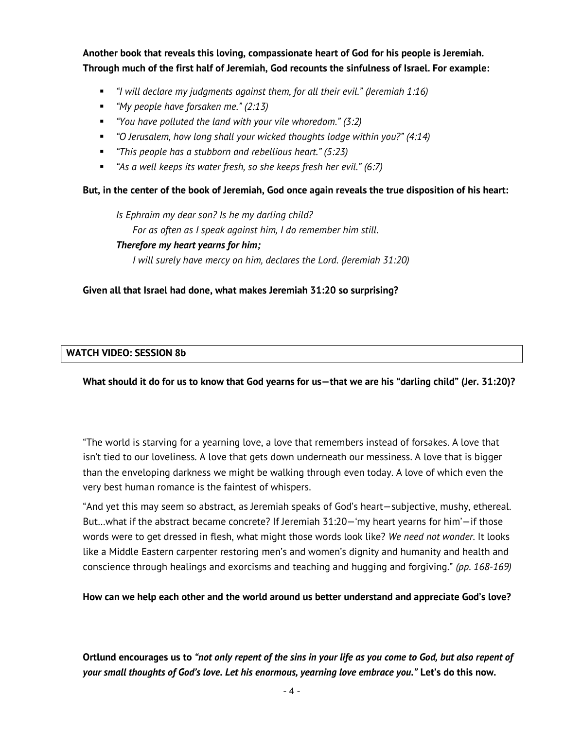**Another book that reveals this loving, compassionate heart of God for his people is Jeremiah. Through much of the first half of Jeremiah, God recounts the sinfulness of Israel. For example:**

- *"I will declare my judgments against them, for all their evil." (Jeremiah 1:16)*
- *"My people have forsaken me." (2:13)*
- *"You have polluted the land with your vile whoredom." (3:2)*
- *"O Jerusalem, how long shall your wicked thoughts lodge within you?" (4:14)*
- *"This people has a stubborn and rebellious heart." (5:23)*
- *"As a well keeps its water fresh, so she keeps fresh her evil." (6:7)*

**But, in the center of the book of Jeremiah, God once again reveals the true disposition of his heart:**

> *Is Ephraim my dear son? Is he my darling child?*
> *For as often as I speak against him, I do remember him still.*
> ***Therefore my heart yearns for him;***
> *I will surely have mercy on him, declares the Lord. (Jeremiah 31:20)*

**Given all that Israel had done, what makes Jeremiah 31:20 so surprising?**

**WATCH VIDEO: SESSION 8b**

**What should it do for us to know that God yearns for us—that we are his "darling child" (Jer. 31:20)?**

"The world is starving for a yearning love, a love that remembers instead of forsakes. A love that isn't tied to our loveliness. A love that gets down underneath our messiness. A love that is bigger than the enveloping darkness we might be walking through even today. A love of which even the very best human romance is the faintest of whispers.

"And yet this may seem so abstract, as Jeremiah speaks of God's heart—subjective, mushy, ethereal. But…what if the abstract became concrete? If Jeremiah 31:20—'my heart yearns for him'—if those words were to get dressed in flesh, what might those words look like? *We need not wonder*. It looks like a Middle Eastern carpenter restoring men's and women's dignity and humanity and health and conscience through healings and exorcisms and teaching and hugging and forgiving." *(pp. 168-169)*

**How can we help each other and the world around us better understand and appreciate God's love?**

**Ortlund encourages us to *"not only repent of the sins in your life as you come to God, but also repent of your small thoughts of God's love. Let his enormous, yearning love embrace you."* Let's do this now.**